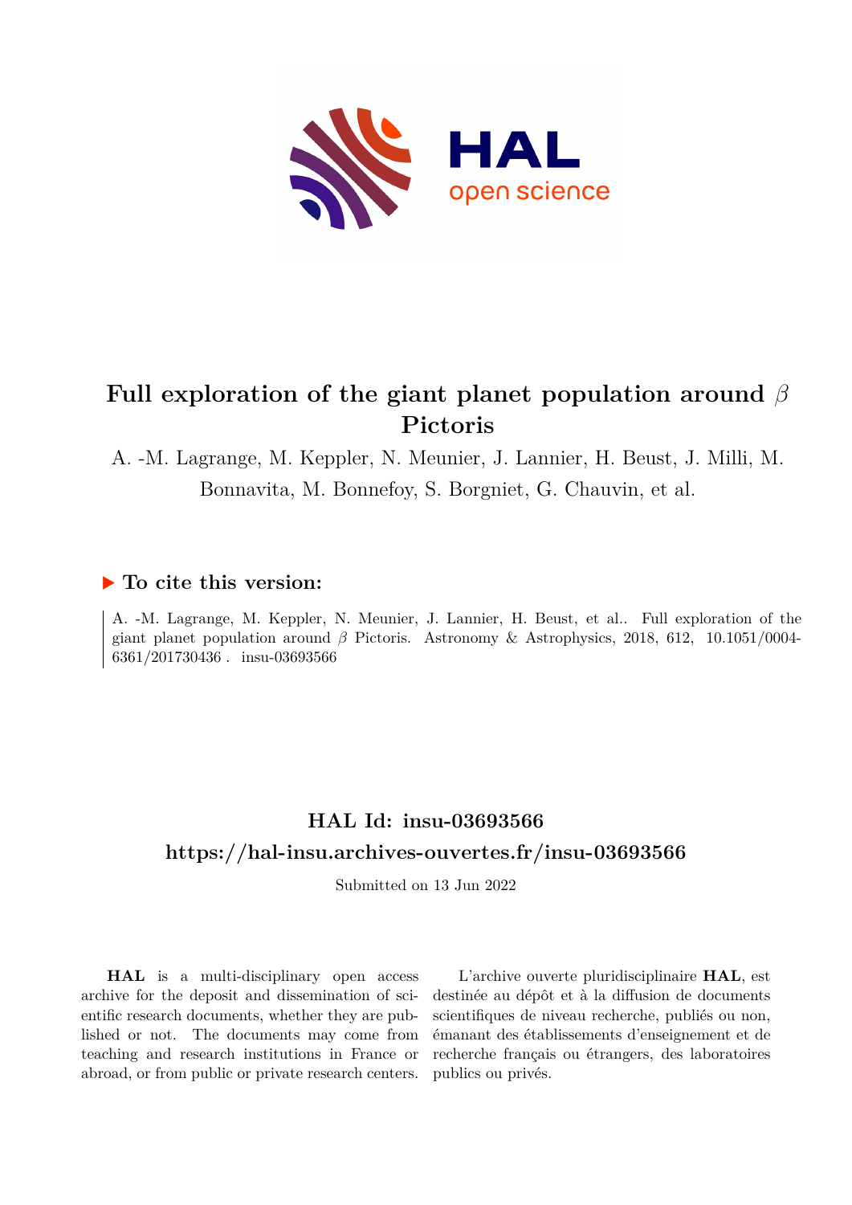# Full exploration of the giant planet population around $\beta$ Pictoris

A. -M. Lagrange, M. Keppler, N. Meunier, J. Lannier, H. Beust, J. Milli, M. Bonnavita, M. Bonnefoy, S. Borgniet, G. Chauvin, et al.

## ▶ To cite this version:

A. -M. Lagrange, M. Keppler, N. Meunier, J. Lannier, H. Beust, et al.. Full exploration of the giant planet population around $\beta$ Pictoris. Astronomy & Astrophysics, 2018, 612, 10.1051/0004-6361/201730436 . insu-03693566

## HAL Id: insu-03693566

## https://hal-insu.archives-ouvertes.fr/insu-03693566

Submitted on 13 Jun 2022

**HAL** is a multi-disciplinary open access archive for the deposit and dissemination of scientific research documents, whether they are published or not. The documents may come from teaching and research institutions in France or abroad, or from public or private research centers.

L'archive ouverte pluridisciplinaire **HAL**, est destinée au dépôt et à la diffusion de documents scientifiques de niveau recherche, publiés ou non, émanant des établissements d'enseignement et de recherche français ou étrangers, des laboratoires publics ou privés.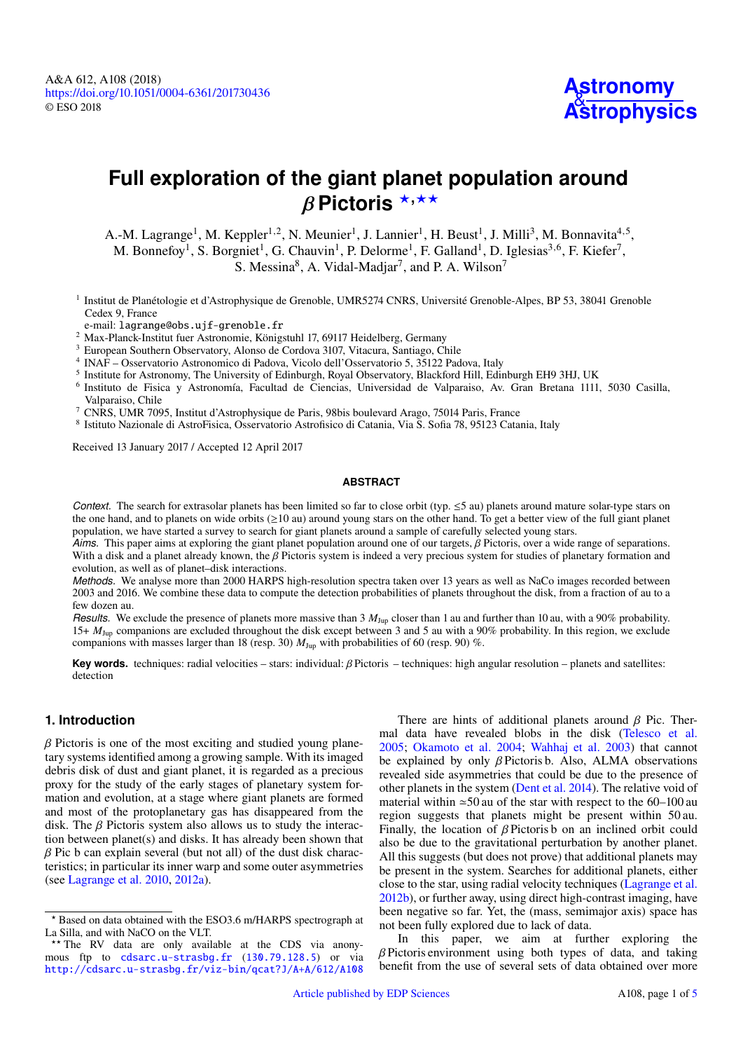# Full exploration of the giant planet population around $\beta$ Pictoris ⋆,⋆⋆

A.-M. Lagrange[1], M. Keppler[1,2], N. Meunier[1], J. Lannier[1], H. Beust[1], J. Milli[3], M. Bonnavita[4,5], M. Bonnefoy[1], S. Borgniet[1], G. Chauvin[1], P. Delorme[1], F. Galland[1], D. Iglesias[3,6], F. Kiefer[7], S. Messina[8], A. Vidal-Madjar[7], and P. A. Wilson[7]

[1] Institut de Planétologie et d'Astrophysique de Grenoble, UMR5274 CNRS, Université Grenoble-Alpes, BP 53, 38041 Grenoble Cedex 9, France
e-mail: lagrange@obs.ujf-grenoble.fr

[2] Max-Planck-Institut fuer Astronomie, Königstuhl 17, 69117 Heidelberg, Germany

[3] European Southern Observatory, Alonso de Cordova 3107, Vitacura, Santiago, Chile

[4] INAF – Osservatorio Astronomico di Padova, Vicolo dell'Osservatorio 5, 35122 Padova, Italy

[5] Institute for Astronomy, The University of Edinburgh, Royal Observatory, Blackford Hill, Edinburgh EH9 3HJ, UK

[6] Instituto de Fisica y Astronomía, Facultad de Ciencias, Universidad de Valparaiso, Av. Gran Bretana 1111, 5030 Casilla, Valparaiso, Chile

[7] CNRS, UMR 7095, Institut d'Astrophysique de Paris, 98bis boulevard Arago, 75014 Paris, France

[8] Istituto Nazionale di AstroFisica, Osservatorio Astrofisico di Catania, Via S. Sofia 78, 95123 Catania, Italy

Received 13 January 2017 / Accepted 12 April 2017

## ABSTRACT

*Context.* The search for extrasolar planets has been limited so far to close orbit (typ. $\leq$5 au) planets around mature solar-type stars on the one hand, and to planets on wide orbits ($\geq$10 au) around young stars on the other hand. To get a better view of the full giant planet population, we have started a survey to search for giant planets around a sample of carefully selected young stars.

*Aims.* This paper aims at exploring the giant planet population around one of our targets, $\beta$ Pictoris, over a wide range of separations. With a disk and a planet already known, the $\beta$ Pictoris system is indeed a very precious system for studies of planetary formation and evolution, as well as of planet–disk interactions.

*Methods.* We analyse more than 2000 HARPS high-resolution spectra taken over 13 years as well as NaCo images recorded between 2003 and 2016. We combine these data to compute the detection probabilities of planets throughout the disk, from a fraction of au to a few dozen au.

*Results.* We exclude the presence of planets more massive than 3 $M_{\rm Jup}$ closer than 1 au and further than 10 au, with a 90% probability. 15+ $M_{\rm Jup}$ companions are excluded throughout the disk except between 3 and 5 au with a 90% probability. In this region, we exclude companions with masses larger than 18 (resp. 30) $M_{\rm Jup}$ with probabilities of 60 (resp. 90) %.

**Key words.** techniques: radial velocities – stars: individual: $\beta$ Pictoris – techniques: high angular resolution – planets and satellites: detection

## 1. Introduction

$\beta$ Pictoris is one of the most exciting and studied young planetary systems identified among a growing sample. With its imaged debris disk of dust and giant planet, it is regarded as a precious proxy for the study of the early stages of planetary system formation and evolution, at a stage where giant planets are formed and most of the protoplanetary gas has disappeared from the disk. The $\beta$ Pictoris system also allows us to study the interaction between planet(s) and disks. It has already been shown that $\beta$ Pic b can explain several (but not all) of the dust disk characteristics; in particular its inner warp and some outer asymmetries (see Lagrange et al. 2010, 2012a).

There are hints of additional planets around $\beta$ Pic. Thermal data have revealed blobs in the disk (Telesco et al. 2005; Okamoto et al. 2004; Wahhaj et al. 2003) that cannot be explained by only $\beta$ Pictoris b. Also, ALMA observations revealed side asymmetries that could be due to the presence of other planets in the system (Dent et al. 2014). The relative void of material within $\simeq$50 au of the star with respect to the 60–100 au region suggests that planets might be present within 50 au. Finally, the location of $\beta$ Pictoris b on an inclined orbit could also be due to the gravitational perturbation by another planet. All this suggests (but does not prove) that additional planets may be present in the system. Searches for additional planets, either close to the star, using radial velocity techniques (Lagrange et al. 2012b), or further away, using direct high-contrast imaging, have been negative so far. Yet, the (mass, semimajor axis) space has not been fully explored due to lack of data.

In this paper, we aim at further exploring the $\beta$ Pictoris environment using both types of data, and taking benefit from the use of several sets of data obtained over more

⋆ Based on data obtained with the ESO3.6 m/HARPS spectrograph at La Silla, and with NaCo on the VLT.

⋆⋆ The RV data are only available at the CDS via anonymous ftp to cdsarc.u-strasbg.fr (130.79.128.5) or via http://cdsarc.u-strasbg.fr/viz-bin/qcat?J/A+A/612/A108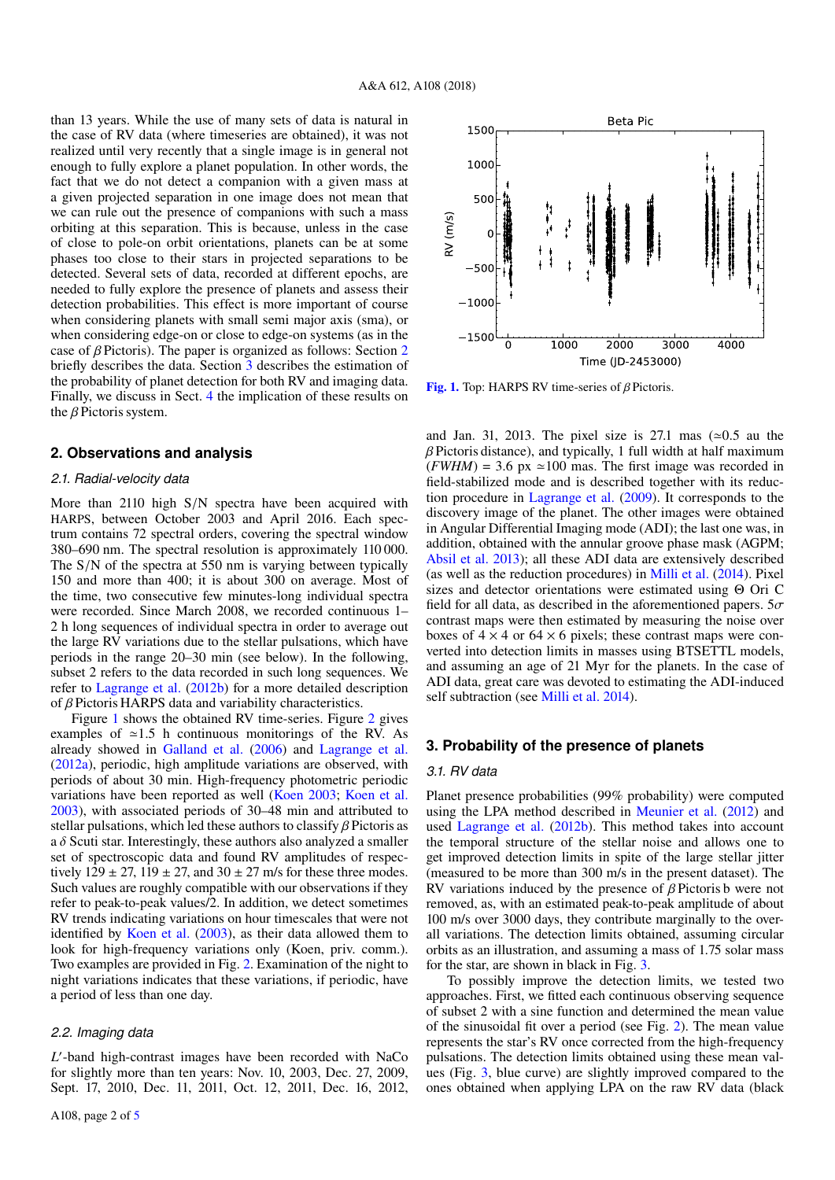than 13 years. While the use of many sets of data is natural in the case of RV data (where timeseries are obtained), it was not realized until very recently that a single image is in general not enough to fully explore a planet population. In other words, the fact that we do not detect a companion with a given mass at a given projected separation in one image does not mean that we can rule out the presence of companions with such a mass orbiting at this separation. This is because, unless in the case of close to pole-on orbit orientations, planets can be at some phases too close to their stars in projected separations to be detected. Several sets of data, recorded at different epochs, are needed to fully explore the presence of planets and assess their detection probabilities. This effect is more important of course when considering planets with small semi major axis (sma), or when considering edge-on or close to edge-on systems (as in the case of $\beta$ Pictoris). The paper is organized as follows: Section 2 briefly describes the data. Section 3 describes the estimation of the probability of planet detection for both RV and imaging data. Finally, we discuss in Sect. 4 the implication of these results on the $\beta$ Pictoris system.

## 2. Observations and analysis

### 2.1. Radial-velocity data

More than 2110 high S/N spectra have been acquired with HARPS, between October 2003 and April 2016. Each spectrum contains 72 spectral orders, covering the spectral window 380–690 nm. The spectral resolution is approximately 110 000. The S/N of the spectra at 550 nm is varying between typically 150 and more than 400; it is about 300 on average. Most of the time, two consecutive few minutes-long individual spectra were recorded. Since March 2008, we recorded continuous 1–2 h long sequences of individual spectra in order to average out the large RV variations due to the stellar pulsations, which have periods in the range 20–30 min (see below). In the following, subset 2 refers to the data recorded in such long sequences. We refer to Lagrange et al. (2012b) for a more detailed description of $\beta$ Pictoris HARPS data and variability characteristics.

Figure 1 shows the obtained RV time-series. Figure 2 gives examples of $\simeq$1.5 h continuous monitorings of the RV. As already showed in Galland et al. (2006) and Lagrange et al. (2012a), periodic, high amplitude variations are observed, with periods of about 30 min. High-frequency photometric periodic variations have been reported as well (Koen 2003; Koen et al. 2003), with associated periods of 30–48 min and attributed to stellar pulsations, which led these authors to classify $\beta$ Pictoris as a $\delta$ Scuti star. Interestingly, these authors also analyzed a smaller set of spectroscopic data and found RV amplitudes of respectively $129 \pm 27$, $119 \pm 27$, and $30 \pm 27$ m/s for these three modes. Such values are roughly compatible with our observations if they refer to peak-to-peak values/2. In addition, we detect sometimes RV trends indicating variations on hour timescales that were not identified by Koen et al. (2003), as their data allowed them to look for high-frequency variations only (Koen, priv. comm.). Two examples are provided in Fig. 2. Examination of the night to night variations indicates that these variations, if periodic, have a period of less than one day.

### 2.2. Imaging data

$L'$-band high-contrast images have been recorded with NaCo for slightly more than ten years: Nov. 10, 2003, Dec. 27, 2009, Sept. 17, 2010, Dec. 11, 2011, Oct. 12, 2011, Dec. 16, 2012, and Jan. 31, 2013. The pixel size is 27.1 mas ($\simeq$0.5 au the $\beta$ Pictoris distance), and typically, 1 full width at half maximum ($FWHM$) = 3.6 px $\simeq$100 mas. The first image was recorded in field-stabilized mode and is described together with its reduction procedure in Lagrange et al. (2009). It corresponds to the discovery image of the planet. The other images were obtained in Angular Differential Imaging mode (ADI); the last one was, in addition, obtained with the annular groove phase mask (AGPM; Absil et al. 2013); all these ADI data are extensively described (as well as the reduction procedures) in Milli et al. (2014). Pixel sizes and detector orientations were estimated using $\Theta$ Ori C field for all data, as described in the aforementioned papers. 5$\sigma$ contrast maps were then estimated by measuring the noise over boxes of $4 \times 4$ or $64 \times 6$ pixels; these contrast maps were converted into detection limits in masses using BTSETTL models, and assuming an age of 21 Myr for the planets. In the case of ADI data, great care was devoted to estimating the ADI-induced self subtraction (see Milli et al. 2014).

Fig. 1. Top: HARPS RV time-series of $\beta$ Pictoris.

## 3. Probability of the presence of planets

### 3.1. RV data

Planet presence probabilities (99% probability) were computed using the LPA method described in Meunier et al. (2012) and used Lagrange et al. (2012b). This method takes into account the temporal structure of the stellar noise and allows one to get improved detection limits in spite of the large stellar jitter (measured to be more than 300 m/s in the present dataset). The RV variations induced by the presence of $\beta$ Pictoris b were not removed, as, with an estimated peak-to-peak amplitude of about 100 m/s over 3000 days, they contribute marginally to the overall variations. The detection limits obtained, assuming circular orbits as an illustration, and assuming a mass of 1.75 solar mass for the star, are shown in black in Fig. 3.

To possibly improve the detection limits, we tested two approaches. First, we fitted each continuous observing sequence of subset 2 with a sine function and determined the mean value of the sinusoidal fit over a period (see Fig. 2). The mean value represents the star's RV once corrected from the high-frequency pulsations. The detection limits obtained using these mean values (Fig. 3, blue curve) are slightly improved compared to the ones obtained when applying LPA on the raw RV data (black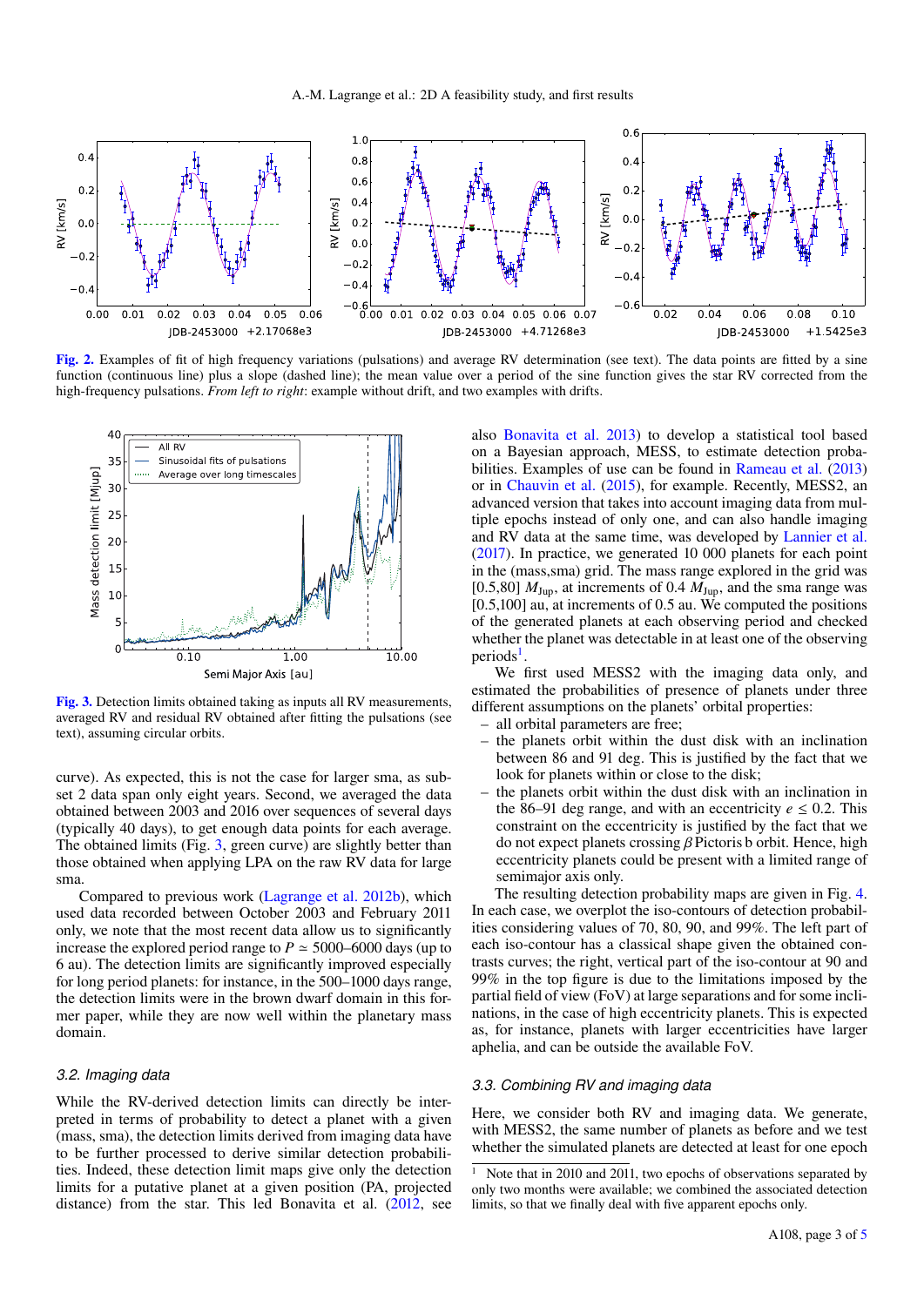**Fig. 2.** Examples of fit of high frequency variations (pulsations) and average RV determination (see text). The data points are fitted by a sine function (continuous line) plus a slope (dashed line); the mean value over a period of the sine function gives the star RV corrected from the high-frequency pulsations. *From left to right*: example without drift, and two examples with drifts.

**Fig. 3.** Detection limits obtained taking as inputs all RV measurements, averaged RV and residual RV obtained after fitting the pulsations (see text), assuming circular orbits.

curve). As expected, this is not the case for larger sma, as subset 2 data span only eight years. Second, we averaged the data obtained between 2003 and 2016 over sequences of several days (typically 40 days), to get enough data points for each average. The obtained limits (Fig. 3, green curve) are slightly better than those obtained when applying LPA on the raw RV data for large sma.

Compared to previous work (Lagrange et al. 2012b), which used data recorded between October 2003 and February 2011 only, we note that the most recent data allow us to significantly increase the explored period range to $P \simeq 5000$–6000 days (up to 6 au). The detection limits are significantly improved especially for long period planets: for instance, in the 500–1000 days range, the detection limits were in the brown dwarf domain in this former paper, while they are now well within the planetary mass domain.

### 3.2. Imaging data

While the RV-derived detection limits can directly be interpreted in terms of probability to detect a planet with a given (mass, sma), the detection limits derived from imaging data have to be further processed to derive similar detection probabilities. Indeed, these detection limit maps give only the detection limits for a putative planet at a given position (PA, projected distance) from the star. This led Bonavita et al. (2012, see also Bonavita et al. 2013) to develop a statistical tool based on a Bayesian approach, MESS, to estimate detection probabilities. Examples of use can be found in Rameau et al. (2013) or in Chauvin et al. (2015), for example. Recently, MESS2, an advanced version that takes into account imaging data from multiple epochs instead of only one, and can also handle imaging and RV data at the same time, was developed by Lannier et al. (2017). In practice, we generated 10 000 planets for each point in the (mass,sma) grid. The mass range explored in the grid was [0.5,80] $M_{\rm Jup}$, at increments of 0.4 $M_{\rm Jup}$, and the sma range was [0.5,100] au, at increments of 0.5 au. We computed the positions of the generated planets at each observing period and checked whether the planet was detectable in at least one of the observing periods[1].

We first used MESS2 with the imaging data only, and estimated the probabilities of presence of planets under three different assumptions on the planets' orbital properties:

- all orbital parameters are free;
- the planets orbit within the dust disk with an inclination between 86 and 91 deg. This is justified by the fact that we look for planets within or close to the disk;
- the planets orbit within the dust disk with an inclination in the 86–91 deg range, and with an eccentricity $e \leq 0.2$. This constraint on the eccentricity is justified by the fact that we do not expect planets crossing $\beta$ Pictoris b orbit. Hence, high eccentricity planets could be present with a limited range of semimajor axis only.

The resulting detection probability maps are given in Fig. 4. In each case, we overplot the iso-contours of detection probabilities considering values of 70, 80, 90, and 99%. The left part of each iso-contour has a classical shape given the obtained contrasts curves; the right, vertical part of the iso-contour at 90 and 99% in the top figure is due to the limitations imposed by the partial field of view (FoV) at large separations and for some inclinations, in the case of high eccentricity planets. This is expected as, for instance, planets with larger eccentricities have larger aphelia, and can be outside the available FoV.

### 3.3. Combining RV and imaging data

Here, we consider both RV and imaging data. We generate, with MESS2, the same number of planets as before and we test whether the simulated planets are detected at least for one epoch

[1] Note that in 2010 and 2011, two epochs of observations separated by only two months were available; we combined the associated detection limits, so that we finally deal with five apparent epochs only.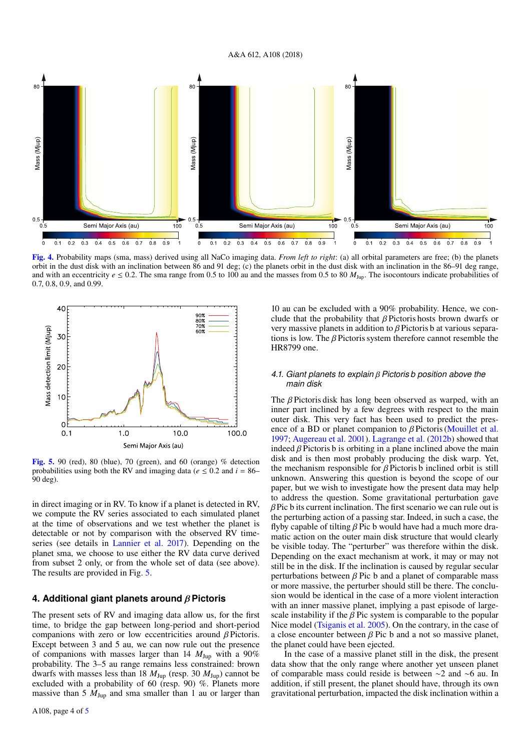**Fig. 4.** Probability maps (sma, mass) derived using all NaCo imaging data. *From left to right*: (a) all orbital parameters are free; (b) the planets orbit in the dust disk with an inclination between 86 and 91 deg; (c) the planets orbit in the dust disk with an inclination in the 86–91 deg range, and with an eccentricity $e \leq 0.2$. The sma range from 0.5 to 100 au and the masses from 0.5 to 80 $M_{\mathrm{Jup}}$. The isocontours indicate probabilities of 0.7, 0.8, 0.9, and 0.99.

**Fig. 5.** 90 (red), 80 (blue), 70 (green), and 60 (orange) % detection probabilities using both the RV and imaging data ($e \leq 0.2$ and $i$ = 86–90 deg).

in direct imaging or in RV. To know if a planet is detected in RV, we compute the RV series associated to each simulated planet at the time of observations and we test whether the planet is detectable or not by comparison with the observed RV time-series (see details in Lannier et al. 2017). Depending on the planet sma, we choose to use either the RV data curve derived from subset 2 only, or from the whole set of data (see above). The results are provided in Fig. 5.

## 4. Additional giant planets around $\beta$ Pictoris

The present sets of RV and imaging data allow us, for the first time, to bridge the gap between long-period and short-period companions with zero or low eccentricities around $\beta$ Pictoris. Except between 3 and 5 au, we can now rule out the presence of companions with masses larger than 14 $M_{\mathrm{Jup}}$ with a 90% probability. The 3–5 au range remains less constrained: brown dwarfs with masses less than 18 $M_{\mathrm{Jup}}$ (resp. 30 $M_{\mathrm{Jup}}$) cannot be excluded with a probability of 60 (resp. 90) %. Planets more massive than 5 $M_{\mathrm{Jup}}$ and sma smaller than 1 au or larger than 10 au can be excluded with a 90% probability. Hence, we conclude that the probability that $\beta$ Pictoris hosts brown dwarfs or very massive planets in addition to $\beta$ Pictoris b at various separations is low. The $\beta$ Pictoris system therefore cannot resemble the HR8799 one.

### 4.1. Giant planets to explain $\beta$ Pictoris b position above the main disk

The $\beta$ Pictoris disk has long been observed as warped, with an inner part inclined by a few degrees with respect to the main outer disk. This very fact has been used to predict the presence of a BD or planet companion to $\beta$ Pictoris (Mouillet et al. 1997; Augereau et al. 2001). Lagrange et al. (2012b) showed that indeed $\beta$ Pictoris b is orbiting in a plane inclined above the main disk and is then most probably producing the disk warp. Yet, the mechanism responsible for $\beta$ Pictoris b inclined orbit is still unknown. Answering this question is beyond the scope of our paper, but we wish to investigate how the present data may help to address the question. Some gravitational perturbation gave $\beta$ Pic b its current inclination. The first scenario we can rule out is the perturbing action of a passing star. Indeed, in such a case, the flyby capable of tilting $\beta$ Pic b would have had a much more dramatic action on the outer main disk structure that would clearly be visible today. The "perturber" was therefore within the disk. Depending on the exact mechanism at work, it may or may not still be in the disk. If the inclination is caused by regular secular perturbations between $\beta$ Pic b and a planet of comparable mass or more massive, the perturber should still be there. The conclusion would be identical in the case of a more violent interaction with an inner massive planet, implying a past episode of large-scale instability if the $\beta$ Pic system is comparable to the popular Nice model (Tsiganis et al. 2005). On the contrary, in the case of a close encounter between $\beta$ Pic b and a not so massive planet, the planet could have been ejected.

In the case of a massive planet still in the disk, the present data show that the only range where another yet unseen planet of comparable mass could reside is between ~2 and ~6 au. In addition, if still present, the planet should have, through its own gravitational perturbation, impacted the disk inclination within a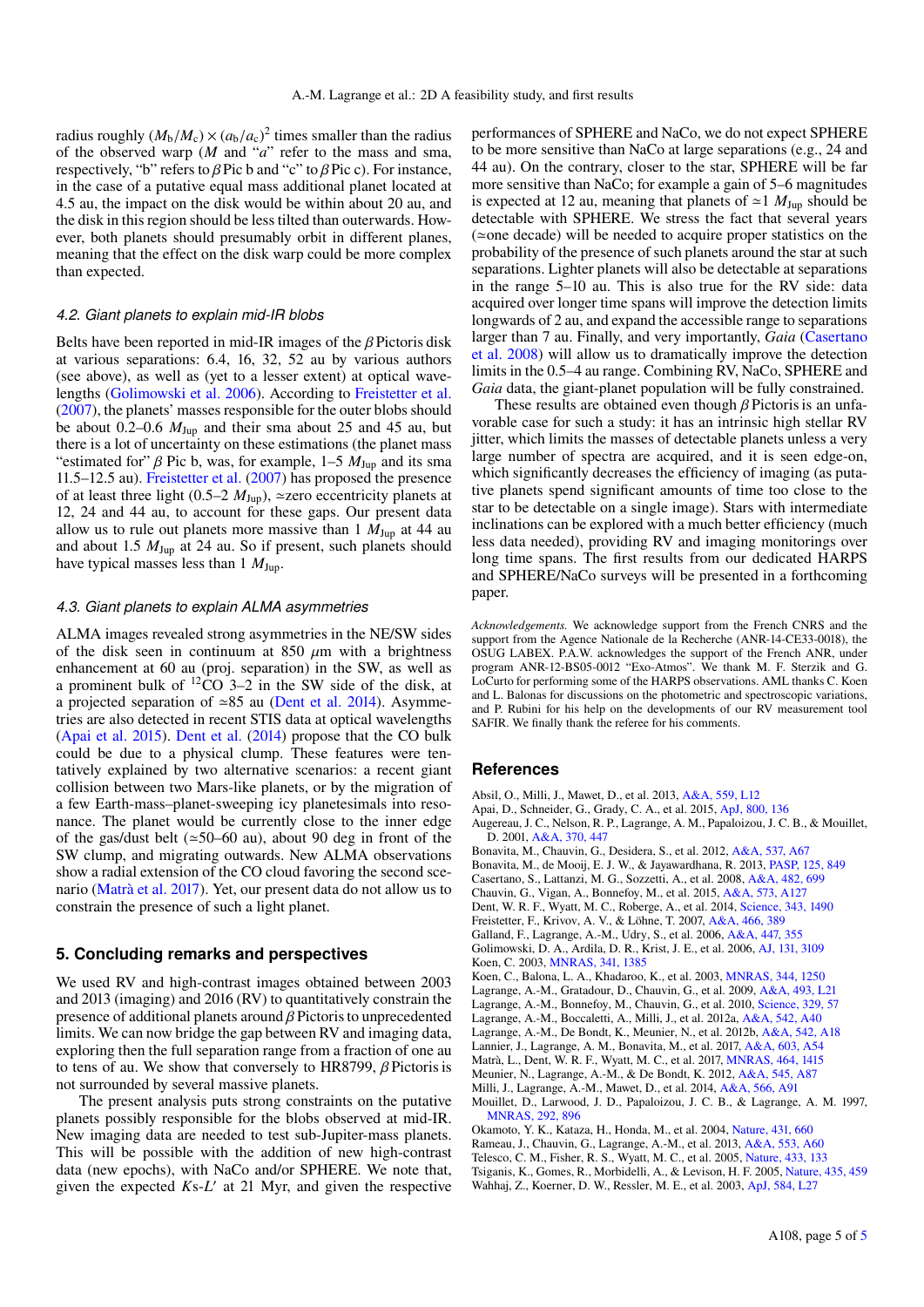radius roughly $(M_b/M_c) \times (a_b/a_c)^2$ times smaller than the radius of the observed warp ($M$ and "$a$" refer to the mass and sma, respectively, "b" refers to $\beta$ Pic b and "c" to $\beta$ Pic c). For instance, in the case of a putative equal mass additional planet located at 4.5 au, the impact on the disk would be within about 20 au, and the disk in this region should be less tilted than outerwards. However, both planets should presumably orbit in different planes, meaning that the effect on the disk warp could be more complex than expected.

### 4.2. Giant planets to explain mid-IR blobs

Belts have been reported in mid-IR images of the $\beta$ Pictoris disk at various separations: 6.4, 16, 32, 52 au by various authors (see above), as well as (yet to a lesser extent) at optical wavelengths (Golimowski et al. 2006). According to Freistetter et al. (2007), the planets' masses responsible for the outer blobs should be about 0.2–0.6 $M_{\rm Jup}$ and their sma about 25 and 45 au, but there is a lot of uncertainty on these estimations (the planet mass "estimated for" $\beta$ Pic b, was, for example, 1–5 $M_{\rm Jup}$ and its sma 11.5–12.5 au). Freistetter et al. (2007) has proposed the presence of at least three light (0.5–2 $M_{\rm Jup}$), ≃zero eccentricity planets at 12, 24 and 44 au, to account for these gaps. Our present data allow us to rule out planets more massive than 1 $M_{\rm Jup}$ at 44 au and about 1.5 $M_{\rm Jup}$ at 24 au. So if present, such planets should have typical masses less than 1 $M_{\rm Jup}$.

### 4.3. Giant planets to explain ALMA asymmetries

ALMA images revealed strong asymmetries in the NE/SW sides of the disk seen in continuum at 850 $\mu$m with a brightness enhancement at 60 au (proj. separation) in the SW, as well as a prominent bulk of $^{12}$CO 3–2 in the SW side of the disk, at a projected separation of ≃85 au (Dent et al. 2014). Asymmetries are also detected in recent STIS data at optical wavelengths (Apai et al. 2015). Dent et al. (2014) propose that the CO bulk could be due to a physical clump. These features were tentatively explained by two alternative scenarios: a recent giant collision between two Mars-like planets, or by the migration of a few Earth-mass–planet-sweeping icy planetesimals into resonance. The planet would be currently close to the inner edge of the gas/dust belt (≃50–60 au), about 90 deg in front of the SW clump, and migrating outwards. New ALMA observations show a radial extension of the CO cloud favoring the second scenario (Matrà et al. 2017). Yet, our present data do not allow us to constrain the presence of such a light planet.

## 5. Concluding remarks and perspectives

We used RV and high-contrast images obtained between 2003 and 2013 (imaging) and 2016 (RV) to quantitatively constrain the presence of additional planets around $\beta$ Pictoris to unprecedented limits. We can now bridge the gap between RV and imaging data, exploring then the full separation range from a fraction of one au to tens of au. We show that conversely to HR8799, $\beta$ Pictoris is not surrounded by several massive planets.

The present analysis puts strong constraints on the putative planets possibly responsible for the blobs observed at mid-IR. New imaging data are needed to test sub-Jupiter-mass planets. This will be possible with the addition of new high-contrast data (new epochs), with NaCo and/or SPHERE. We note that, given the expected $Ks$-$L'$ at 21 Myr, and given the respective performances of SPHERE and NaCo, we do not expect SPHERE to be more sensitive than NaCo at large separations (e.g., 24 and 44 au). On the contrary, closer to the star, SPHERE will be far more sensitive than NaCo; for example a gain of 5–6 magnitudes is expected at 12 au, meaning that planets of ≃1 $M_{\rm Jup}$ should be detectable with SPHERE. We stress the fact that several years (≃one decade) will be needed to acquire proper statistics on the probability of the presence of such planets around the star at such separations. Lighter planets will also be detectable at separations in the range 5–10 au. This is also true for the RV side: data acquired over longer time spans will improve the detection limits longwards of 2 au, and expand the accessible range to separations larger than 7 au. Finally, and very importantly, *Gaia* (Casertano et al. 2008) will allow us to dramatically improve the detection limits in the 0.5–4 au range. Combining RV, NaCo, SPHERE and *Gaia* data, the giant-planet population will be fully constrained.

These results are obtained even though $\beta$ Pictoris is an unfavorable case for such a study: it has an intrinsic high stellar RV jitter, which limits the masses of detectable planets unless a very large number of spectra are acquired, and it is seen edge-on, which significantly decreases the efficiency of imaging (as putative planets spend significant amounts of time too close to the star to be detectable on a single image). Stars with intermediate inclinations can be explored with a much better efficiency (much less data needed), providing RV and imaging monitorings over long time spans. The first results from our dedicated HARPS and SPHERE/NaCo surveys will be presented in a forthcoming paper.

*Acknowledgements.* We acknowledge support from the French CNRS and the support from the Agence Nationale de la Recherche (ANR-14-CE33-0018), the OSUG LABEX. P.A.W. acknowledges the support of the French ANR, under program ANR-12-BS05-0012 "Exo-Atmos". We thank M. F. Sterzik and G. LoCurto for performing some of the HARPS observations. AML thanks C. Koen and L. Balonas for discussions on the photometric and spectroscopic variations, and P. Rubini for his help on the developments of our RV measurement tool SAFIR. We finally thank the referee for his comments.

## References

Absil, O., Milli, J., Mawet, D., et al. 2013, A&A, 559, L12
Apai, D., Schneider, G., Grady, C. A., et al. 2015, ApJ, 800, 136
Augereau, J. C., Nelson, R. P., Lagrange, A. M., Papaloizou, J. C. B., & Mouillet, D. 2001, A&A, 370, 447
Bonavita, M., Chauvin, G., Desidera, S., et al. 2012, A&A, 537, A67
Bonavita, M., de Mooij, E. J. W., & Jayawardhana, R. 2013, PASP, 125, 849
Casertano, S., Lattanzi, M. G., Sozzetti, A., et al. 2008, A&A, 482, 699
Chauvin, G., Vigan, A., Bonnefoy, M., et al. 2015, A&A, 573, A127
Dent, W. R. F., Wyatt, M. C., Roberge, A., et al. 2014, Science, 343, 1490
Freistetter, F., Krivov, A. V., & Löhne, T. 2007, A&A, 466, 389
Galland, F., Lagrange, A.-M., Udry, S., et al. 2006, A&A, 447, 355
Golimowski, D. A., Ardila, D. R., Krist, J. E., et al. 2006, AJ, 131, 3109
Koen, C. 2003, MNRAS, 341, 1385
Koen, C., Balona, L. A., Khadaroo, K., et al. 2003, MNRAS, 344, 1250
Lagrange, A.-M., Gratadour, D., Chauvin, G., et al. 2009, A&A, 493, L21
Lagrange, A.-M., Bonnefoy, M., Chauvin, G., et al. 2010, Science, 329, 57
Lagrange, A.-M., Boccaletti, A., Milli, J., et al. 2012a, A&A, 542, A40
Lagrange, A.-M., De Bondt, K., Meunier, N., et al. 2012b, A&A, 542, A18
Lannier, J., Lagrange, A. M., Bonavita, M., et al. 2017, A&A, 603, A54
Matrà, L., Dent, W. R. F., Wyatt, M. C., et al. 2017, MNRAS, 464, 1415
Meunier, N., Lagrange, A.-M., & De Bondt, K. 2012, A&A, 545, A87
Milli, J., Lagrange, A.-M., Mawet, D., et al. 2014, A&A, 566, A91
Mouillet, D., Larwood, J. D., Papaloizou, J. C. B., & Lagrange, A. M. 1997, MNRAS, 292, 896
Okamoto, Y. K., Kataza, H., Honda, M., et al. 2004, Nature, 431, 660
Rameau, J., Chauvin, G., Lagrange, A.-M., et al. 2013, A&A, 553, A60
Telesco, C. M., Fisher, R. S., Wyatt, M. C., et al. 2005, Nature, 433, 133
Tsiganis, K., Gomes, R., Morbidelli, A., & Levison, H. F. 2005, Nature, 435, 459
Wahhaj, Z., Koerner, D. W., Ressler, M. E., et al. 2003, ApJ, 584, L27